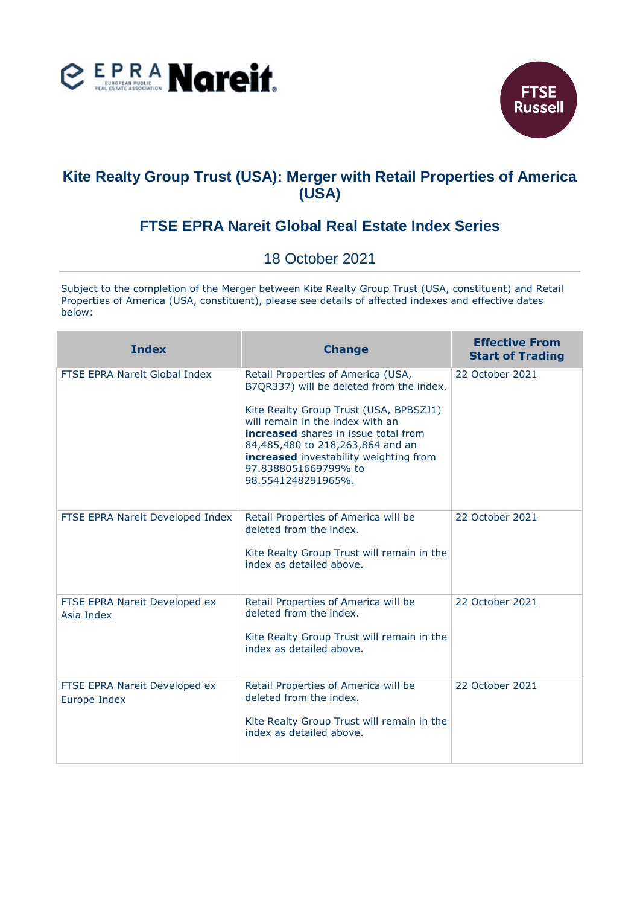# Kite Realty Group Trust (USA): Merger with Retail Properties of America (USA)

## FTSE EPRA Nareit Global Real Estate Index Series

### 18 October 2021

Subject to the completion of the Merger between Kite Realty Group Trust (USA, constituent) and Retail Properties of America (USA, constituent), please see details of affected indexes and effective dates below:

| Index | Change | Effective From Start of Trading |
|---|---|---|
| FTSE EPRA Nareit Global Index | Retail Properties of America (USA, B7QR337) will be deleted from the index.<br><br>Kite Realty Group Trust (USA, BPBSZJ1) will remain in the index with an **increased** shares in issue total from 84,485,480 to 218,263,864 and an **increased** investability weighting from 97.8388051669799% to 98.5541248291965%. | 22 October 2021 |
| FTSE EPRA Nareit Developed Index | Retail Properties of America will be deleted from the index.<br><br>Kite Realty Group Trust will remain in the index as detailed above. | 22 October 2021 |
| FTSE EPRA Nareit Developed ex Asia Index | Retail Properties of America will be deleted from the index.<br><br>Kite Realty Group Trust will remain in the index as detailed above. | 22 October 2021 |
| FTSE EPRA Nareit Developed ex Europe Index | Retail Properties of America will be deleted from the index.<br><br>Kite Realty Group Trust will remain in the index as detailed above. | 22 October 2021 |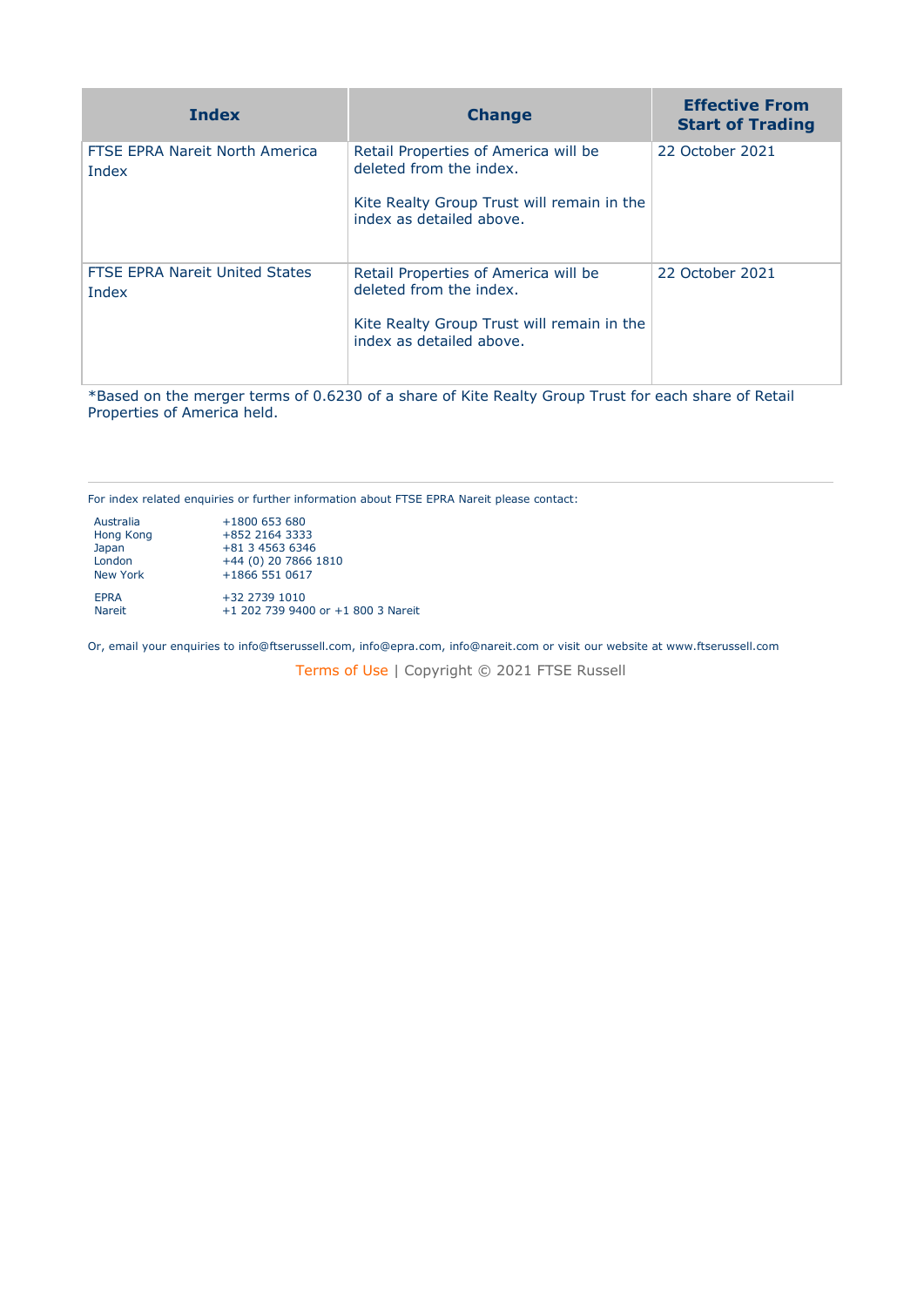| Index | Change | Effective From Start of Trading |
|---|---|---|
| FTSE EPRA Nareit North America Index | Retail Properties of America will be deleted from the index.<br><br>Kite Realty Group Trust will remain in the index as detailed above. | 22 October 2021 |
| FTSE EPRA Nareit United States Index | Retail Properties of America will be deleted from the index.<br><br>Kite Realty Group Trust will remain in the index as detailed above. | 22 October 2021 |

*Based on the merger terms of 0.6230 of a share of Kite Realty Group Trust for each share of Retail Properties of America held.

---

For index related enquiries or further information about FTSE EPRA Nareit please contact:

| | |
|---|---|
| Australia | +1800 653 680 |
| Hong Kong | +852 2164 3333 |
| Japan | +81 3 4563 6346 |
| London | +44 (0) 20 7866 1810 |
| New York | +1866 551 0617 |
| EPRA | +32 2739 1010 |
| Nareit | +1 202 739 9400 or +1 800 3 Nareit |

Or, email your enquiries to info@ftserussell.com, info@epra.com, info@nareit.com or visit our website at www.ftserussell.com

Terms of Use | Copyright © 2021 FTSE Russell